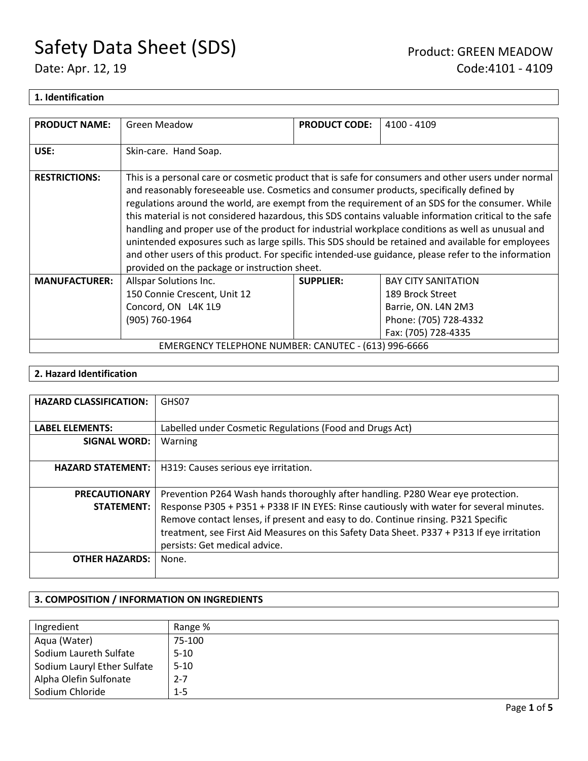# Safety Data Sheet (SDS)

Date: Apr. 12, 19

Product: GREEN MEADOW
Code:4101 - 4109

## 1. Identification

| PRODUCT NAME: | Green Meadow | PRODUCT CODE: | 4100 - 4109 |
|---|---|---|---|
| USE: | Skin-care. Hand Soap. | | |
| RESTRICTIONS: | This is a personal care or cosmetic product that is safe for consumers and other users under normal and reasonably foreseeable use. Cosmetics and consumer products, specifically defined by regulations around the world, are exempt from the requirement of an SDS for the consumer. While this material is not considered hazardous, this SDS contains valuable information critical to the safe handling and proper use of the product for industrial workplace conditions as well as unusual and unintended exposures such as large spills. This SDS should be retained and available for employees and other users of this product. For specific intended-use guidance, please refer to the information provided on the package or instruction sheet. | | |
| MANUFACTURER: | Allspar Solutions Inc.<br>150 Connie Crescent, Unit 12<br>Concord, ON L4K 1L9<br>(905) 760-1964 | SUPPLIER: | BAY CITY SANITATION<br>189 Brock Street<br>Barrie, ON. L4N 2M3<br>Phone: (705) 728-4332<br>Fax: (705) 728-4335 |
| EMERGENCY TELEPHONE NUMBER: CANUTEC - (613) 996-6666 | | | |

## 2. Hazard Identification

| HAZARD CLASSIFICATION: | GHS07 |
|---|---|
| LABEL ELEMENTS: | Labelled under Cosmetic Regulations (Food and Drugs Act) |
| SIGNAL WORD: | Warning |
| HAZARD STATEMENT: | H319: Causes serious eye irritation. |
| PRECAUTIONARY STATEMENT: | Prevention P264 Wash hands thoroughly after handling. P280 Wear eye protection. Response P305 + P351 + P338 IF IN EYES: Rinse cautiously with water for several minutes. Remove contact lenses, if present and easy to do. Continue rinsing. P321 Specific treatment, see First Aid Measures on this Safety Data Sheet. P337 + P313 If eye irritation persists: Get medical advice. |
| OTHER HAZARDS: | None. |

## 3. COMPOSITION / INFORMATION ON INGREDIENTS

| Ingredient | Range % |
|---|---|
| Aqua (Water) | 75-100 |
| Sodium Laureth Sulfate | 5-10 |
| Sodium Lauryl Ether Sulfate | 5-10 |
| Alpha Olefin Sulfonate | 2-7 |
| Sodium Chloride | 1-5 |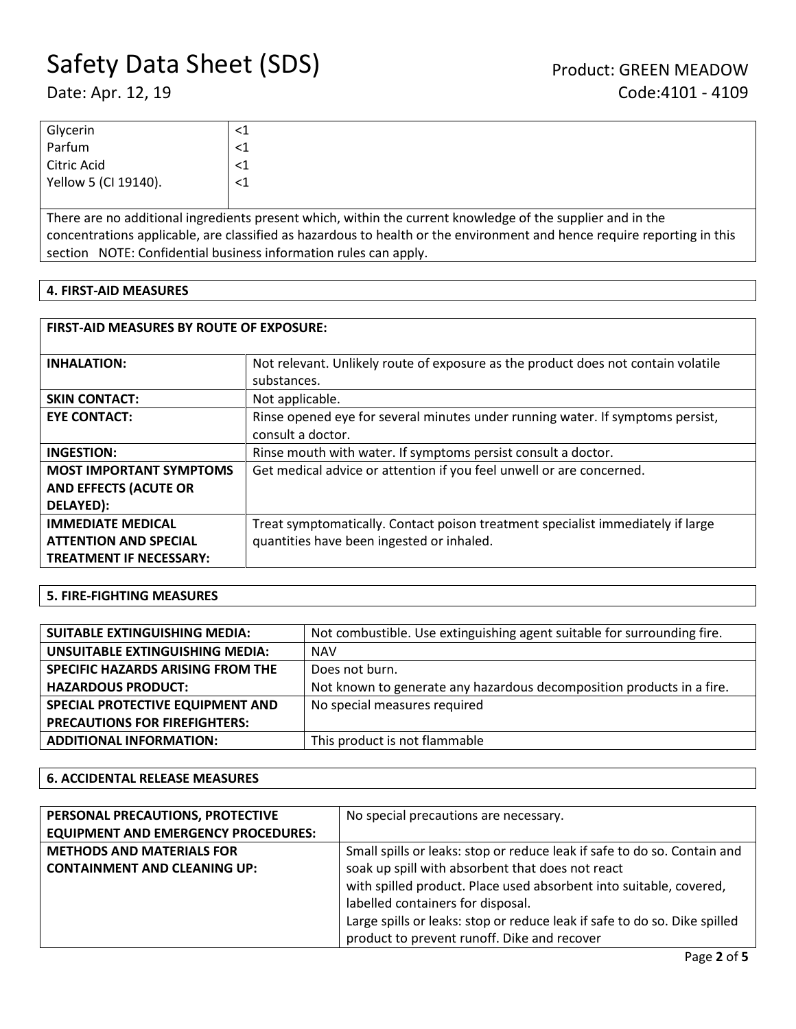| | |
|---|---|
| Glycerin | <1 |
| Parfum | <1 |
| Citric Acid | <1 |
| Yellow 5 (CI 19140). | <1 |

There are no additional ingredients present which, within the current knowledge of the supplier and in the concentrations applicable, are classified as hazardous to health or the environment and hence require reporting in this section NOTE: Confidential business information rules can apply.

## 4. FIRST-AID MEASURES

| FIRST-AID MEASURES BY ROUTE OF EXPOSURE: | |
|---|---|
| **INHALATION:** | Not relevant. Unlikely route of exposure as the product does not contain volatile substances. |
| **SKIN CONTACT:** | Not applicable. |
| **EYE CONTACT:** | Rinse opened eye for several minutes under running water. If symptoms persist, consult a doctor. |
| **INGESTION:** | Rinse mouth with water. If symptoms persist consult a doctor. |
| **MOST IMPORTANT SYMPTOMS AND EFFECTS (ACUTE OR DELAYED):** | Get medical advice or attention if you feel unwell or are concerned. |
| **IMMEDIATE MEDICAL ATTENTION AND SPECIAL TREATMENT IF NECESSARY:** | Treat symptomatically. Contact poison treatment specialist immediately if large quantities have been ingested or inhaled. |

## 5. FIRE-FIGHTING MEASURES

| | |
|---|---|
| **SUITABLE EXTINGUISHING MEDIA:** | Not combustible. Use extinguishing agent suitable for surrounding fire. |
| **UNSUITABLE EXTINGUISHING MEDIA:** | NAV |
| **SPECIFIC HAZARDS ARISING FROM THE HAZARDOUS PRODUCT:** | Does not burn. Not known to generate any hazardous decomposition products in a fire. |
| **SPECIAL PROTECTIVE EQUIPMENT AND PRECAUTIONS FOR FIREFIGHTERS:** | No special measures required |
| **ADDITIONAL INFORMATION:** | This product is not flammable |

## 6. ACCIDENTAL RELEASE MEASURES

| | |
|---|---|
| **PERSONAL PRECAUTIONS, PROTECTIVE EQUIPMENT AND EMERGENCY PROCEDURES:** | No special precautions are necessary. |
| **METHODS AND MATERIALS FOR CONTAINMENT AND CLEANING UP:** | Small spills or leaks: stop or reduce leak if safe to do so. Contain and soak up spill with absorbent that does not react with spilled product. Place used absorbent into suitable, covered, labelled containers for disposal. Large spills or leaks: stop or reduce leak if safe to do so. Dike spilled product to prevent runoff. Dike and recover |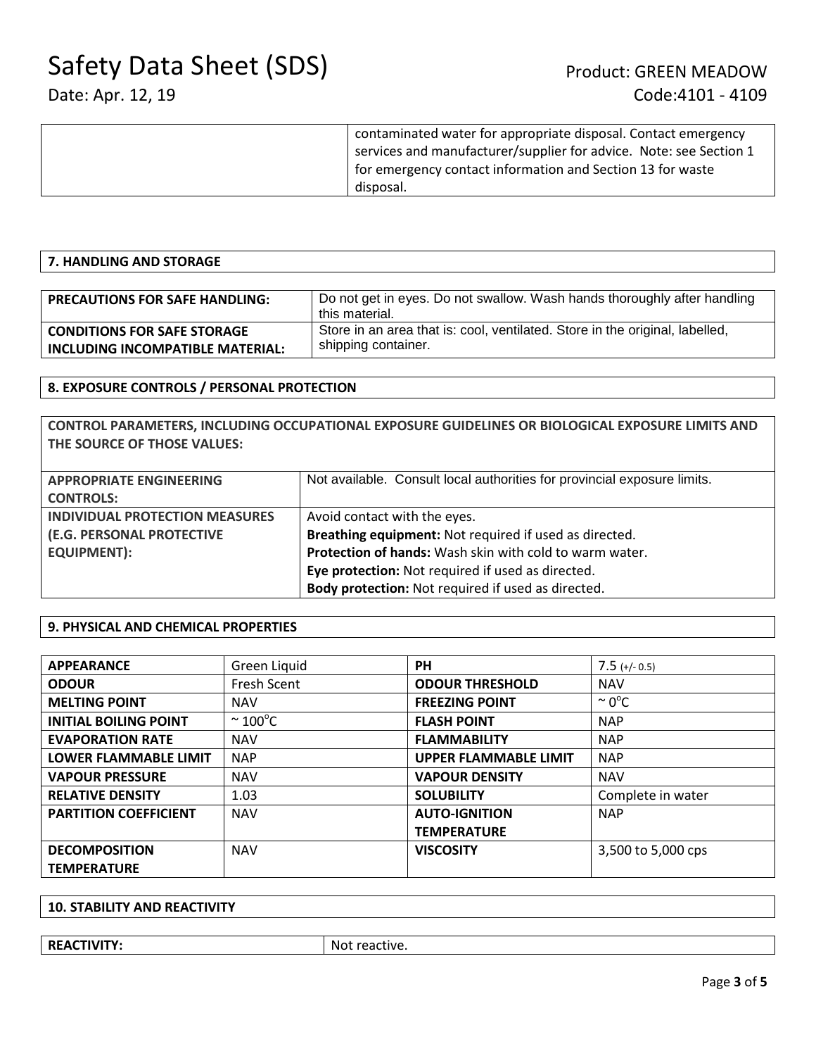| | |
|---|---|
| | contaminated water for appropriate disposal. Contact emergency services and manufacturer/supplier for advice. Note: see Section 1 for emergency contact information and Section 13 for waste disposal. |

## 7. HANDLING AND STORAGE

| | |
|---|---|
| **PRECAUTIONS FOR SAFE HANDLING:** | Do not get in eyes. Do not swallow. Wash hands thoroughly after handling this material. |
| **CONDITIONS FOR SAFE STORAGE INCLUDING INCOMPATIBLE MATERIAL:** | Store in an area that is: cool, ventilated. Store in the original, labelled, shipping container. |

## 8. EXPOSURE CONTROLS / PERSONAL PROTECTION

**CONTROL PARAMETERS, INCLUDING OCCUPATIONAL EXPOSURE GUIDELINES OR BIOLOGICAL EXPOSURE LIMITS AND THE SOURCE OF THOSE VALUES:**

| | |
|---|---|
| **APPROPRIATE ENGINEERING CONTROLS:** | Not available. Consult local authorities for provincial exposure limits. |
| **INDIVIDUAL PROTECTION MEASURES (E.G. PERSONAL PROTECTIVE EQUIPMENT):** | Avoid contact with the eyes.<br>**Breathing equipment:** Not required if used as directed.<br>**Protection of hands:** Wash skin with cold to warm water.<br>**Eye protection:** Not required if used as directed.<br>**Body protection:** Not required if used as directed. |

## 9. PHYSICAL AND CHEMICAL PROPERTIES

| | | | |
|---|---|---|---|
| **APPEARANCE** | Green Liquid | **PH** | 7.5 (+/- 0.5) |
| **ODOUR** | Fresh Scent | **ODOUR THRESHOLD** | NAV |
| **MELTING POINT** | NAV | **FREEZING POINT** | ~ 0°C |
| **INITIAL BOILING POINT** | ~ 100°C | **FLASH POINT** | NAP |
| **EVAPORATION RATE** | NAV | **FLAMMABILITY** | NAP |
| **LOWER FLAMMABLE LIMIT** | NAP | **UPPER FLAMMABLE LIMIT** | NAP |
| **VAPOUR PRESSURE** | NAV | **VAPOUR DENSITY** | NAV |
| **RELATIVE DENSITY** | 1.03 | **SOLUBILITY** | Complete in water |
| **PARTITION COEFFICIENT** | NAV | **AUTO-IGNITION TEMPERATURE** | NAP |
| **DECOMPOSITION TEMPERATURE** | NAV | **VISCOSITY** | 3,500 to 5,000 cps |

## 10. STABILITY AND REACTIVITY

| | |
|---|---|
| **REACTIVITY:** | Not reactive. |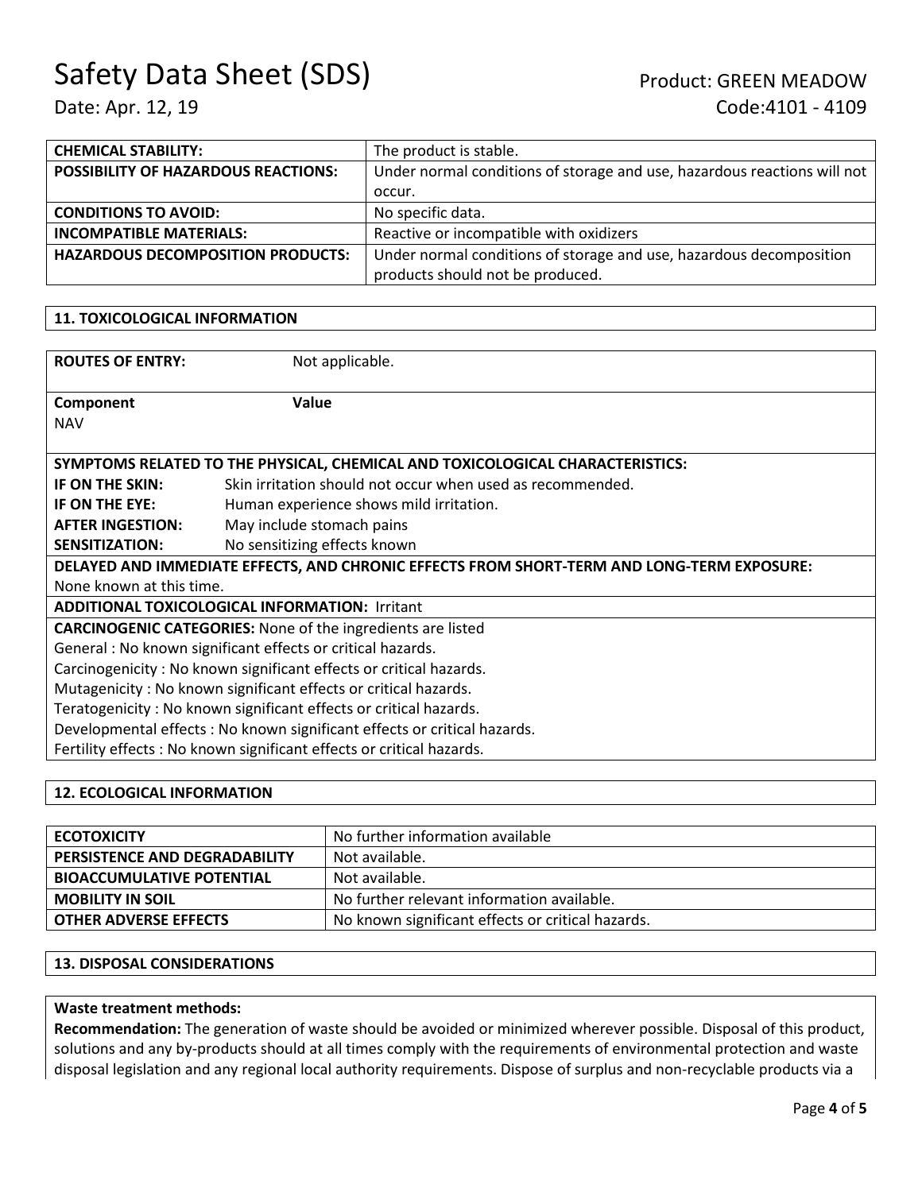| | |
|---|---|
| **CHEMICAL STABILITY:** | The product is stable. |
| **POSSIBILITY OF HAZARDOUS REACTIONS:** | Under normal conditions of storage and use, hazardous reactions will not occur. |
| **CONDITIONS TO AVOID:** | No specific data. |
| **INCOMPATIBLE MATERIALS:** | Reactive or incompatible with oxidizers |
| **HAZARDOUS DECOMPOSITION PRODUCTS:** | Under normal conditions of storage and use, hazardous decomposition products should not be produced. |

## 11. TOXICOLOGICAL INFORMATION

**ROUTES OF ENTRY:** Not applicable.

| Component | Value |
|---|---|
| NAV | |

**SYMPTOMS RELATED TO THE PHYSICAL, CHEMICAL AND TOXICOLOGICAL CHARACTERISTICS:**

| | |
|---|---|
| **IF ON THE SKIN:** | Skin irritation should not occur when used as recommended. |
| **IF ON THE EYE:** | Human experience shows mild irritation. |
| **AFTER INGESTION:** | May include stomach pains |
| **SENSITIZATION:** | No sensitizing effects known |

**DELAYED AND IMMEDIATE EFFECTS, AND CHRONIC EFFECTS FROM SHORT-TERM AND LONG-TERM EXPOSURE:**
None known at this time.

**ADDITIONAL TOXICOLOGICAL INFORMATION:** Irritant

**CARCINOGENIC CATEGORIES:** None of the ingredients are listed
General : No known significant effects or critical hazards.
Carcinogenicity : No known significant effects or critical hazards.
Mutagenicity : No known significant effects or critical hazards.
Teratogenicity : No known significant effects or critical hazards.
Developmental effects : No known significant effects or critical hazards.
Fertility effects : No known significant effects or critical hazards.

## 12. ECOLOGICAL INFORMATION

| | |
|---|---|
| **ECOTOXICITY** | No further information available |
| **PERSISTENCE AND DEGRADABILITY** | Not available. |
| **BIOACCUMULATIVE POTENTIAL** | Not available. |
| **MOBILITY IN SOIL** | No further relevant information available. |
| **OTHER ADVERSE EFFECTS** | No known significant effects or critical hazards. |

## 13. DISPOSAL CONSIDERATIONS

**Waste treatment methods:**
**Recommendation:** The generation of waste should be avoided or minimized wherever possible. Disposal of this product, solutions and any by-products should at all times comply with the requirements of environmental protection and waste disposal legislation and any regional local authority requirements. Dispose of surplus and non-recyclable products via a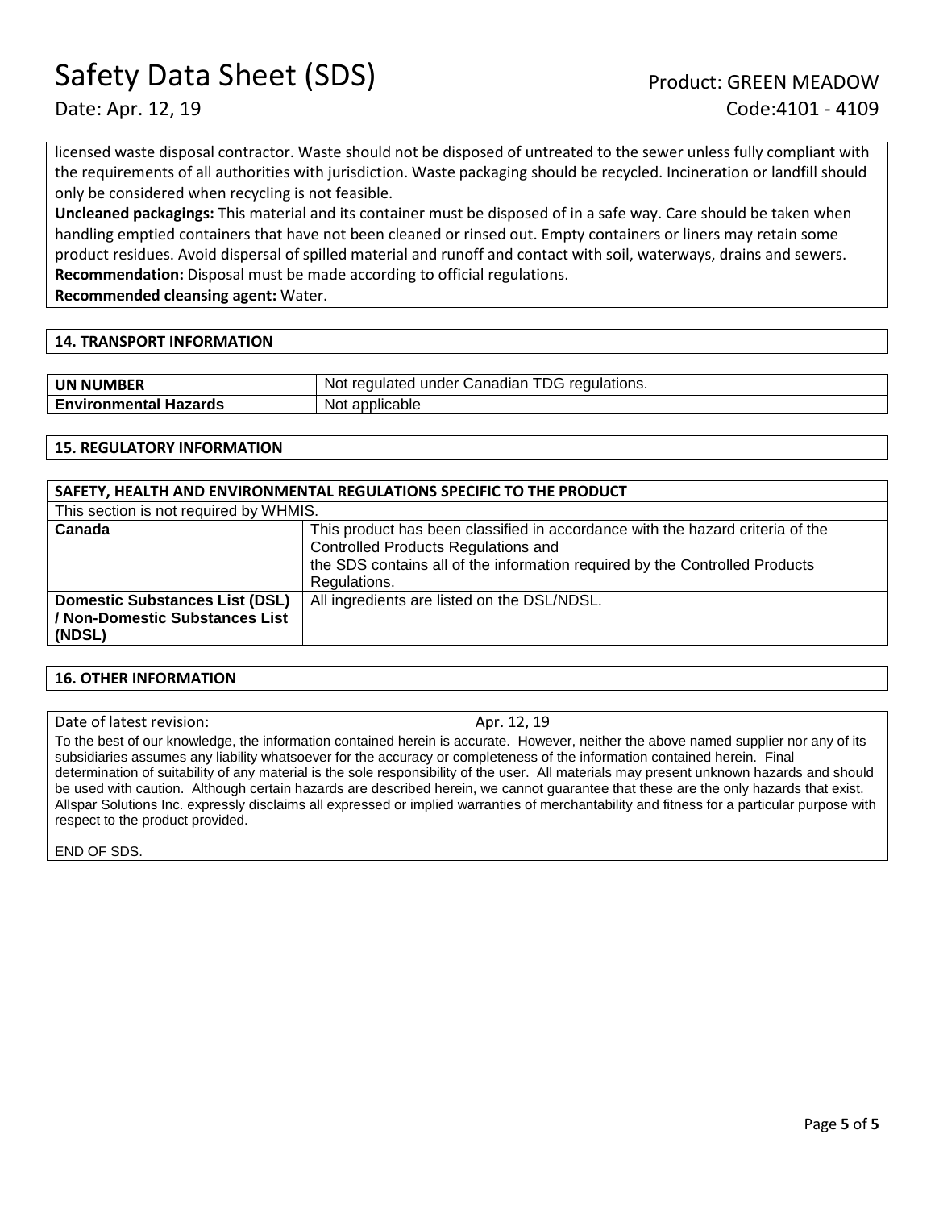licensed waste disposal contractor. Waste should not be disposed of untreated to the sewer unless fully compliant with the requirements of all authorities with jurisdiction. Waste packaging should be recycled. Incineration or landfill should only be considered when recycling is not feasible.

**Uncleaned packagings:** This material and its container must be disposed of in a safe way. Care should be taken when handling emptied containers that have not been cleaned or rinsed out. Empty containers or liners may retain some product residues. Avoid dispersal of spilled material and runoff and contact with soil, waterways, drains and sewers.

**Recommendation:** Disposal must be made according to official regulations.

**Recommended cleansing agent:** Water.

## 14. TRANSPORT INFORMATION

| | |
|---|---|
| **UN NUMBER** | Not regulated under Canadian TDG regulations. |
| **Environmental Hazards** | Not applicable |

## 15. REGULATORY INFORMATION

| **SAFETY, HEALTH AND ENVIRONMENTAL REGULATIONS SPECIFIC TO THE PRODUCT** | |
|---|---|
| This section is not required by WHMIS. | |
| **Canada** | This product has been classified in accordance with the hazard criteria of the Controlled Products Regulations and the SDS contains all of the information required by the Controlled Products Regulations. |
| **Domestic Substances List (DSL) / Non-Domestic Substances List (NDSL)** | All ingredients are listed on the DSL/NDSL. |

## 16. OTHER INFORMATION

| | |
|---|---|
| Date of latest revision: | Apr. 12, 19 |

To the best of our knowledge, the information contained herein is accurate. However, neither the above named supplier nor any of its subsidiaries assumes any liability whatsoever for the accuracy or completeness of the information contained herein. Final determination of suitability of any material is the sole responsibility of the user. All materials may present unknown hazards and should be used with caution. Although certain hazards are described herein, we cannot guarantee that these are the only hazards that exist. Allspar Solutions Inc. expressly disclaims all expressed or implied warranties of merchantability and fitness for a particular purpose with respect to the product provided.

END OF SDS.